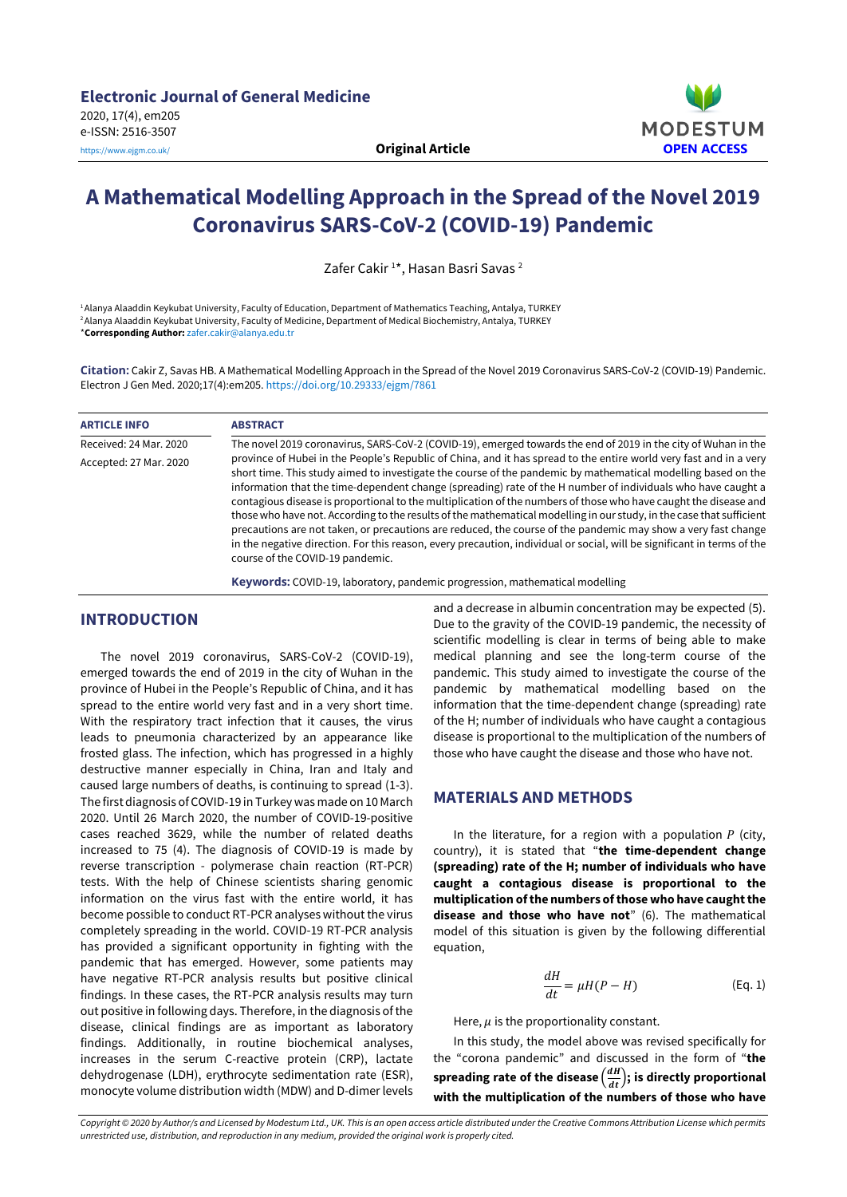Electronic Journal of General Medicine
2020, 17(4), em205
e-ISSN: 2516-3507
https://www.ejgm.co.uk/

Original Article

MODESTUM OPEN ACCESS

# A Mathematical Modelling Approach in the Spread of the Novel 2019 Coronavirus SARS-CoV-2 (COVID-19) Pandemic

Zafer Cakir [1]*, Hasan Basri Savas [2]

[1] Alanya Alaaddin Keykubat University, Faculty of Education, Department of Mathematics Teaching, Antalya, TURKEY
[2] Alanya Alaaddin Keykubat University, Faculty of Medicine, Department of Medical Biochemistry, Antalya, TURKEY
***Corresponding Author:** zafer.cakir@alanya.edu.tr

**Citation:** Cakir Z, Savas HB. A Mathematical Modelling Approach in the Spread of the Novel 2019 Coronavirus SARS-CoV-2 (COVID-19) Pandemic. Electron J Gen Med. 2020;17(4):em205. https://doi.org/10.29333/ejgm/7861

**ARTICLE INFO**

Received: 24 Mar. 2020
Accepted: 27 Mar. 2020

**ABSTRACT**

The novel 2019 coronavirus, SARS-CoV-2 (COVID-19), emerged towards the end of 2019 in the city of Wuhan in the province of Hubei in the People's Republic of China, and it has spread to the entire world very fast and in a very short time. This study aimed to investigate the course of the pandemic by mathematical modelling based on the information that the time-dependent change (spreading) rate of the H number of individuals who have caught a contagious disease is proportional to the multiplication of the numbers of those who have caught the disease and those who have not. According to the results of the mathematical modelling in our study, in the case that sufficient precautions are not taken, or precautions are reduced, the course of the pandemic may show a very fast change in the negative direction. For this reason, every precaution, individual or social, will be significant in terms of the course of the COVID-19 pandemic.

**Keywords:** COVID-19, laboratory, pandemic progression, mathematical modelling

## INTRODUCTION

The novel 2019 coronavirus, SARS-CoV-2 (COVID-19), emerged towards the end of 2019 in the city of Wuhan in the province of Hubei in the People's Republic of China, and it has spread to the entire world very fast and in a very short time. With the respiratory tract infection that it causes, the virus leads to pneumonia characterized by an appearance like frosted glass. The infection, which has progressed in a highly destructive manner especially in China, Iran and Italy and caused large numbers of deaths, is continuing to spread (1-3). The first diagnosis of COVID-19 in Turkey was made on 10 March 2020. Until 26 March 2020, the number of COVID-19-positive cases reached 3629, while the number of related deaths increased to 75 (4). The diagnosis of COVID-19 is made by reverse transcription - polymerase chain reaction (RT-PCR) tests. With the help of Chinese scientists sharing genomic information on the virus fast with the entire world, it has become possible to conduct RT-PCR analyses without the virus completely spreading in the world. COVID-19 RT-PCR analysis has provided a significant opportunity in fighting with the pandemic that has emerged. However, some patients may have negative RT-PCR analysis results but positive clinical findings. In these cases, the RT-PCR analysis results may turn out positive in following days. Therefore, in the diagnosis of the disease, clinical findings are as important as laboratory findings. Additionally, in routine biochemical analyses, increases in the serum C-reactive protein (CRP), lactate dehydrogenase (LDH), erythrocyte sedimentation rate (ESR), monocyte volume distribution width (MDW) and D-dimer levels and a decrease in albumin concentration may be expected (5). Due to the gravity of the COVID-19 pandemic, the necessity of scientific modelling is clear in terms of being able to make medical planning and see the long-term course of the pandemic. This study aimed to investigate the course of the pandemic by mathematical modelling based on the information that the time-dependent change (spreading) rate of the H; number of individuals who have caught a contagious disease is proportional to the multiplication of the numbers of those who have caught the disease and those who have not.

## MATERIALS AND METHODS

In the literature, for a region with a population $P$ (city, country), it is stated that "**the time-dependent change (spreading) rate of the H; number of individuals who have caught a contagious disease is proportional to the multiplication of the numbers of those who have caught the disease and those who have not**" (6). The mathematical model of this situation is given by the following differential equation,

$$\frac{dH}{dt} = \mu H(P - H) \qquad \text{(Eq. 1)}$$

Here, $\mu$ is the proportionality constant.

In this study, the model above was revised specifically for the "corona pandemic" and discussed in the form of "**the spreading rate of the disease $\left(\frac{dH}{dt}\right)$; is directly proportional with the multiplication of the numbers of those who have**

*Copyright © 2020 by Author/s and Licensed by Modestum Ltd., UK. This is an open access article distributed under the Creative Commons Attribution License which permits unrestricted use, distribution, and reproduction in any medium, provided the original work is properly cited.*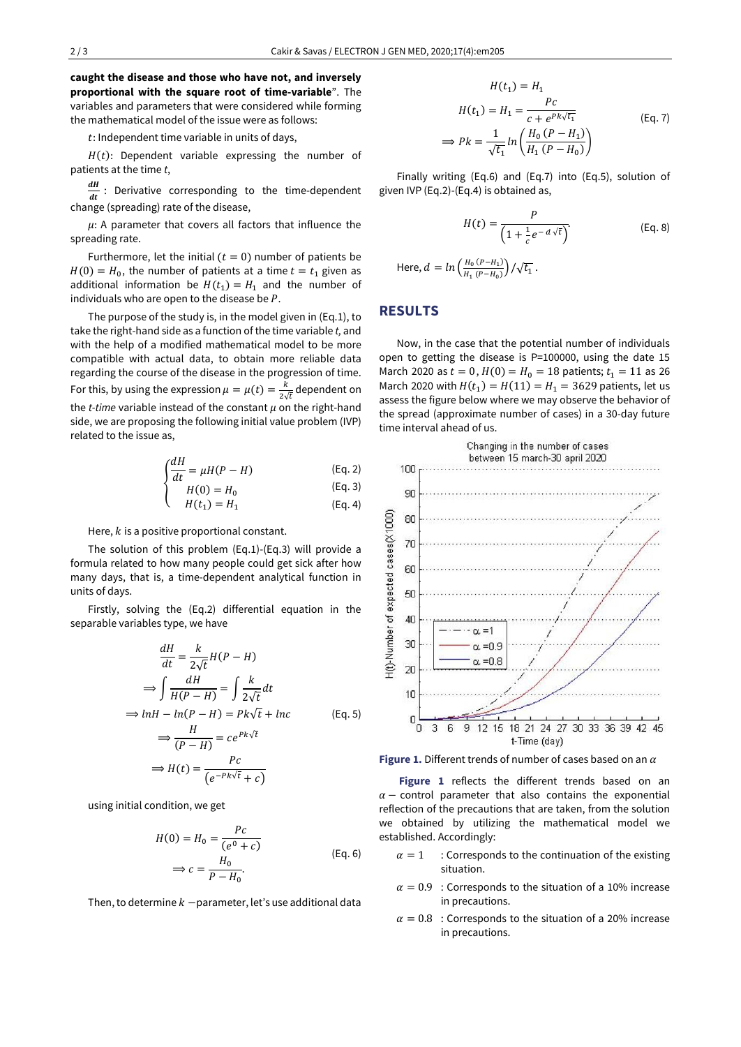**caught the disease and those who have not, and inversely proportional with the square root of time-variable**". The variables and parameters that were considered while forming the mathematical model of the issue were as follows:

$t$: Independent time variable in units of days,

$H(t)$: Dependent variable expressing the number of patients at the time $t$,

$\frac{dH}{dt}$: Derivative corresponding to the time-dependent change (spreading) rate of the disease,

$\mu$: A parameter that covers all factors that influence the spreading rate.

Furthermore, let the initial ($t = 0$) number of patients be $H(0) = H_0$, the number of patients at a time $t = t_1$ given as additional information be $H(t_1) = H_1$ and the number of individuals who are open to the disease be $P$.

The purpose of the study is, in the model given in (Eq.1), to take the right-hand side as a function of the time variable *t,* and with the help of a modified mathematical model to be more compatible with actual data, to obtain more reliable data regarding the course of the disease in the progression of time. For this, by using the expression $\mu = \mu(t) = \frac{k}{2\sqrt{t}}$ dependent on the *t-time* variable instead of the constant $\mu$ on the right-hand side, we are proposing the following initial value problem (IVP) related to the issue as,

$$\begin{cases} \frac{dH}{dt} = \mu H(P - H) & \text{(Eq. 2)} \\ H(0) = H_0 & \text{(Eq. 3)} \\ H(t_1) = H_1 & \text{(Eq. 4)} \end{cases}$$

Here, $k$ is a positive proportional constant.

The solution of this problem (Eq.1)-(Eq.3) will provide a formula related to how many people could get sick after how many days, that is, a time-dependent analytical function in units of days.

Firstly, solving the (Eq.2) differential equation in the separable variables type, we have

$$\begin{aligned} \frac{dH}{dt} &= \frac{k}{2\sqrt{t}} H(P - H) \\ \Rightarrow \int \frac{dH}{H(P-H)} &= \int \frac{k}{2\sqrt{t}} dt \\ \Rightarrow lnH - ln(P - H) &= Pk\sqrt{t} + lnc \qquad \text{(Eq. 5)} \\ \Rightarrow \frac{H}{(P-H)} &= ce^{Pk\sqrt{t}} \\ \Rightarrow H(t) &= \frac{Pc}{\left(e^{-Pk\sqrt{t}} + c\right)} \end{aligned}$$

using initial condition, we get

$$\begin{aligned} H(0) = H_0 &= \frac{Pc}{(e^0 + c)} \\ \Rightarrow c &= \frac{H_0}{P - H_0}. \end{aligned} \qquad \text{(Eq. 6)}$$

Then, to determine $k$ −parameter, let's use additional data

$$\begin{aligned} H(t_1) &= H_1 \\ H(t_1) = H_1 &= \frac{Pc}{c + e^{Pk\sqrt{t_1}}} \\ \Rightarrow Pk &= \frac{1}{\sqrt{t_1}} ln\left(\frac{H_0\,(P - H_1)}{H_1\,(P - H_0)}\right) \end{aligned} \qquad \text{(Eq. 7)}$$

Finally writing (Eq.6) and (Eq.7) into (Eq.5), solution of given IVP (Eq.2)-(Eq.4) is obtained as,

$$H(t) = \frac{P}{\left(1 + \frac{1}{c} e^{-d\sqrt{t}}\right)}. \qquad \text{(Eq. 8)}$$

Here, $d = ln\left(\frac{H_0\,(P-H_1)}{H_1\,(P-H_0)}\right) / \sqrt{t_1}$.

## RESULTS

Now, in the case that the potential number of individuals open to getting the disease is P=100000, using the date 15 March 2020 as $t = 0$, $H(0) = H_0 = 18$ patients; $t_1 = 11$ as 26 March 2020 with $H(t_1) = H(11) = H_1 = 3629$ patients, let us assess the figure below where we may observe the behavior of the spread (approximate number of cases) in a 30-day future time interval ahead of us.

**Figure 1.** Different trends of number of cases based on an $\alpha$

**Figure 1** reflects the different trends based on an $\alpha -$ control parameter that also contains the exponential reflection of the precautions that are taken, from the solution we obtained by utilizing the mathematical model we established. Accordingly:

- $\alpha = 1$ : Corresponds to the continuation of the existing situation.
- $\alpha = 0.9$ : Corresponds to the situation of a 10% increase in precautions.
- $\alpha = 0.8$ : Corresponds to the situation of a 20% increase in precautions.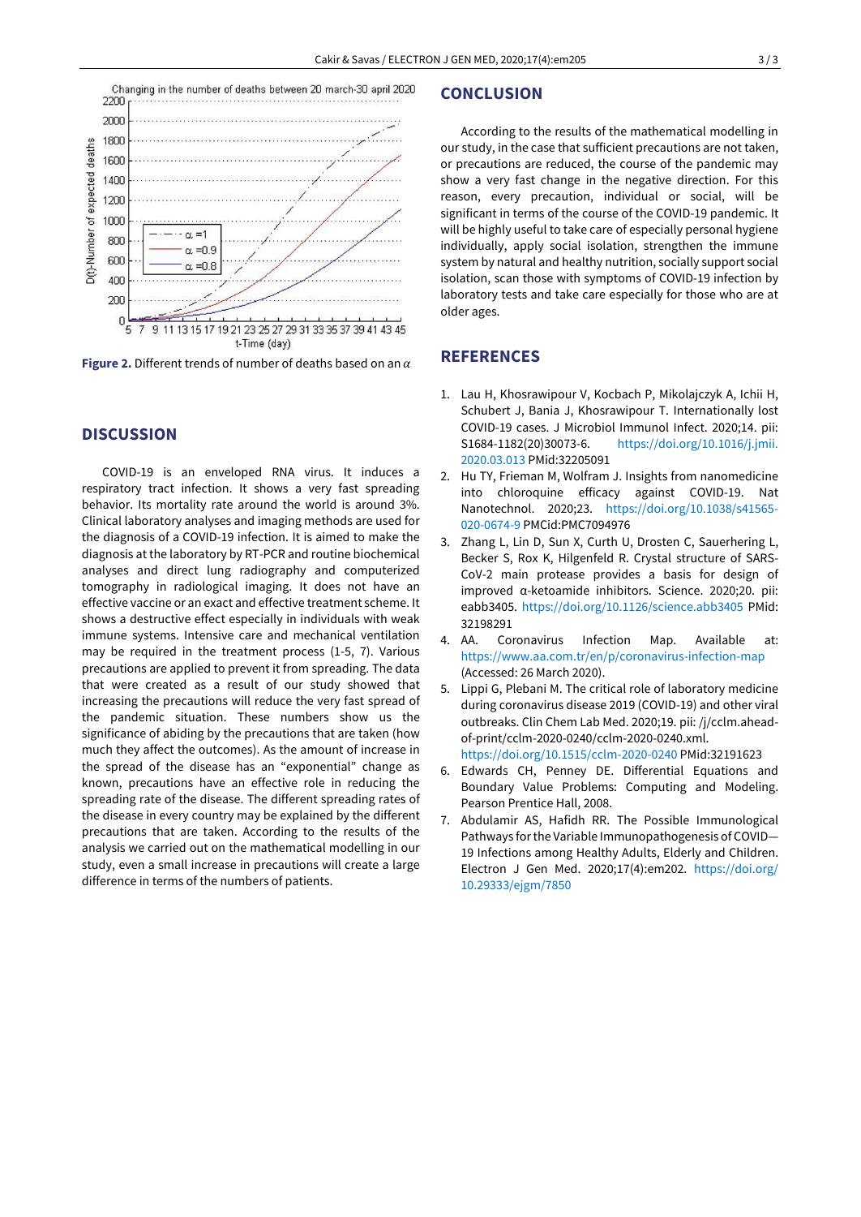Changing in the number of deaths between 20 march-30 april 2020

D(t)-Number of expected deaths

2200
2000
1800
1600
1400
1200
1000
800
600
400
200
0

5 7 9 11 13 15 17 19 21 23 25 27 29 31 33 35 37 39 41 43 45

t-Time (day)

$\alpha$ =1
$\alpha$ =0.9
$\alpha$ =0.8

**Figure 2.** Different trends of number of deaths based on an $\alpha$

## DISCUSSION

COVID-19 is an enveloped RNA virus. It induces a respiratory tract infection. It shows a very fast spreading behavior. Its mortality rate around the world is around 3%. Clinical laboratory analyses and imaging methods are used for the diagnosis of a COVID-19 infection. It is aimed to make the diagnosis at the laboratory by RT-PCR and routine biochemical analyses and direct lung radiography and computerized tomography in radiological imaging. It does not have an effective vaccine or an exact and effective treatment scheme. It shows a destructive effect especially in individuals with weak immune systems. Intensive care and mechanical ventilation may be required in the treatment process (1-5, 7). Various precautions are applied to prevent it from spreading. The data that were created as a result of our study showed that increasing the precautions will reduce the very fast spread of the pandemic situation. These numbers show us the significance of abiding by the precautions that are taken (how much they affect the outcomes). As the amount of increase in the spread of the disease has an "exponential" change as known, precautions have an effective role in reducing the spreading rate of the disease. The different spreading rates of the disease in every country may be explained by the different precautions that are taken. According to the results of the analysis we carried out on the mathematical modelling in our study, even a small increase in precautions will create a large difference in terms of the numbers of patients.

## CONCLUSION

According to the results of the mathematical modelling in our study, in the case that sufficient precautions are not taken, or precautions are reduced, the course of the pandemic may show a very fast change in the negative direction. For this reason, every precaution, individual or social, will be significant in terms of the course of the COVID-19 pandemic. It will be highly useful to take care of especially personal hygiene individually, apply social isolation, strengthen the immune system by natural and healthy nutrition, socially support social isolation, scan those with symptoms of COVID-19 infection by laboratory tests and take care especially for those who are at older ages.

## REFERENCES

1. Lau H, Khosrawipour V, Kocbach P, Mikolajczyk A, Ichii H, Schubert J, Bania J, Khosrawipour T. Internationally lost COVID-19 cases. J Microbiol Immunol Infect. 2020;14. pii: S1684-1182(20)30073-6. https://doi.org/10.1016/j.jmii.2020.03.013 PMid:32205091
2. Hu TY, Frieman M, Wolfram J. Insights from nanomedicine into chloroquine efficacy against COVID-19. Nat Nanotechnol. 2020;23. https://doi.org/10.1038/s41565-020-0674-9 PMCid:PMC7094976
3. Zhang L, Lin D, Sun X, Curth U, Drosten C, Sauerhering L, Becker S, Rox K, Hilgenfeld R. Crystal structure of SARS-CoV-2 main protease provides a basis for design of improved α-ketoamide inhibitors. Science. 2020;20. pii: eabb3405. https://doi.org/10.1126/science.abb3405 PMid:32198291
4. AA. Coronavirus Infection Map. Available at: https://www.aa.com.tr/en/p/coronavirus-infection-map (Accessed: 26 March 2020).
5. Lippi G, Plebani M. The critical role of laboratory medicine during coronavirus disease 2019 (COVID-19) and other viral outbreaks. Clin Chem Lab Med. 2020;19. pii: /j/cclm.ahead-of-print/cclm-2020-0240/cclm-2020-0240.xml. https://doi.org/10.1515/cclm-2020-0240 PMid:32191623
6. Edwards CH, Penney DE. Differential Equations and Boundary Value Problems: Computing and Modeling. Pearson Prentice Hall, 2008.
7. Abdulamir AS, Hafidh RR. The Possible Immunological Pathways for the Variable Immunopathogenesis of COVID—19 Infections among Healthy Adults, Elderly and Children. Electron J Gen Med. 2020;17(4):em202. https://doi.org/10.29333/ejgm/7850